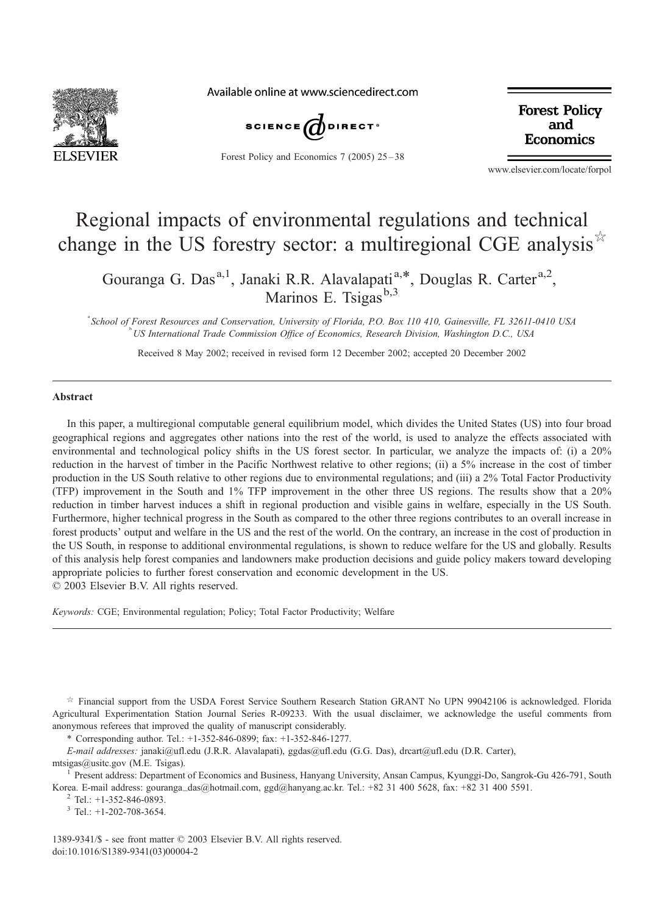# Regional impacts of environmental regulations and technical change in the US forestry sector: a multiregional CGE analysis ☆

Gouranga G. Das[a,1], Janaki R.R. Alavalapati[a,*], Douglas R. Carter[a,2], Marinos E. Tsigas[b,3]

[a] School of Forest Resources and Conservation, University of Florida, P.O. Box 110 410, Gainesville, FL 32611-0410 USA
[b] US International Trade Commission Office of Economics, Research Division, Washington D.C., USA

Received 8 May 2002; received in revised form 12 December 2002; accepted 20 December 2002

## Abstract

In this paper, a multiregional computable general equilibrium model, which divides the United States (US) into four broad geographical regions and aggregates other nations into the rest of the world, is used to analyze the effects associated with environmental and technological policy shifts in the US forest sector. In particular, we analyze the impacts of: (i) a 20% reduction in the harvest of timber in the Pacific Northwest relative to other regions; (ii) a 5% increase in the cost of timber production in the US South relative to other regions due to environmental regulations; and (iii) a 2% Total Factor Productivity (TFP) improvement in the South and 1% TFP improvement in the other three US regions. The results show that a 20% reduction in timber harvest induces a shift in regional production and visible gains in welfare, especially in the US South. Furthermore, higher technical progress in the South as compared to the other three regions contributes to an overall increase in forest products' output and welfare in the US and the rest of the world. On the contrary, an increase in the cost of production in the US South, in response to additional environmental regulations, is shown to reduce welfare for the US and globally. Results of this analysis help forest companies and landowners make production decisions and guide policy makers toward developing appropriate policies to further forest conservation and economic development in the US.

© 2003 Elsevier B.V. All rights reserved.

*Keywords:* CGE; Environmental regulation; Policy; Total Factor Productivity; Welfare

---

☆ Financial support from the USDA Forest Service Southern Research Station GRANT No UPN 99042106 is acknowledged. Florida Agricultural Experimentation Station Journal Series R-09233. With the usual disclaimer, we acknowledge the useful comments from anonymous referees that improved the quality of manuscript considerably.

\* Corresponding author. Tel.: +1-352-846-0899; fax: +1-352-846-1277.

*E-mail addresses:* janaki@ufl.edu (J.R.R. Alavalapati), ggdas@ufl.edu (G.G. Das), drcart@ufl.edu (D.R. Carter), mtsigas@usitc.gov (M.E. Tsigas).

[1] Present address: Department of Economics and Business, Hanyang University, Ansan Campus, Kyunggi-Do, Sangrok-Gu 426-791, South Korea. E-mail address: gouranga_das@hotmail.com, ggd@hanyang.ac.kr. Tel.: +82 31 400 5628, fax: +82 31 400 5591.

[2] Tel.: +1-352-846-0893.

[3] Tel.: +1-202-708-3654.

1389-9341/$ - see front matter © 2003 Elsevier B.V. All rights reserved.
doi:10.1016/S1389-9341(03)00004-2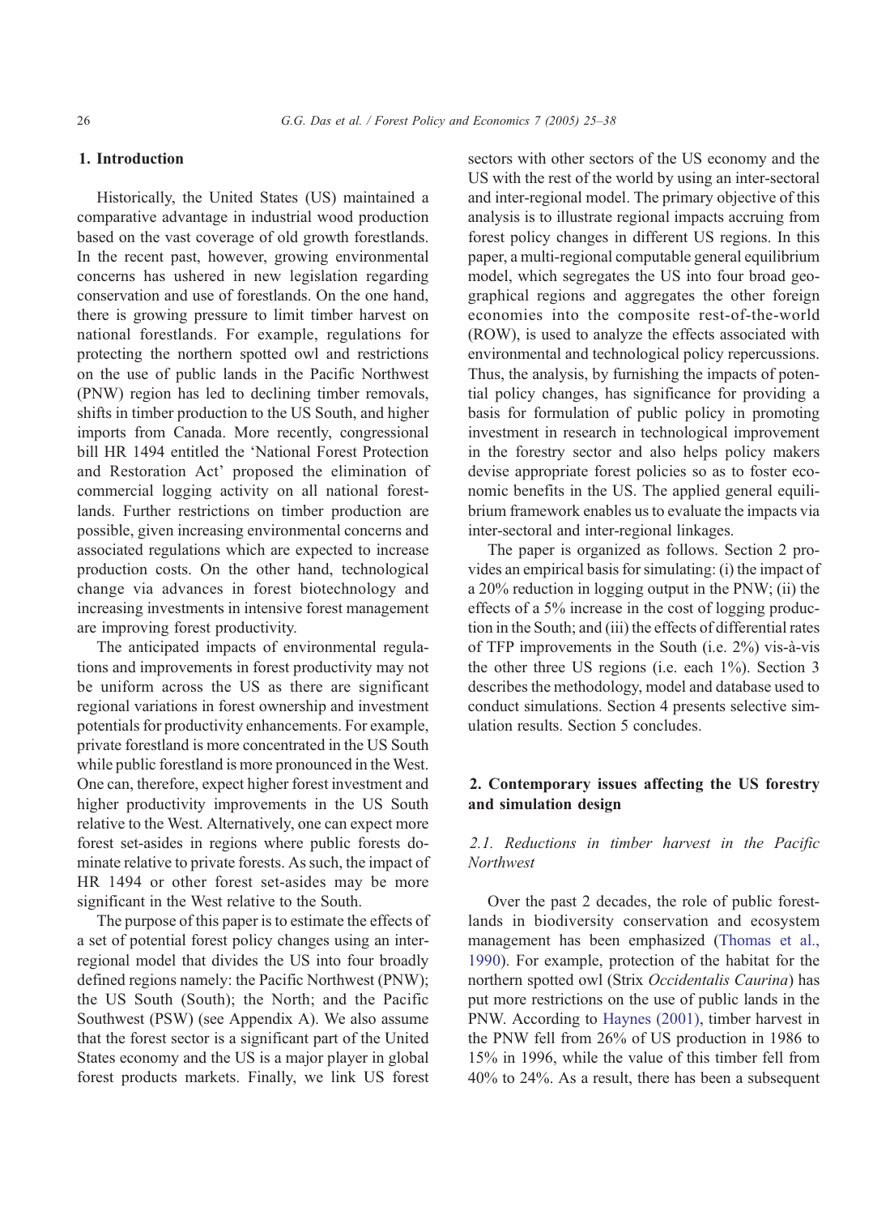## 1. Introduction

Historically, the United States (US) maintained a comparative advantage in industrial wood production based on the vast coverage of old growth forestlands. In the recent past, however, growing environmental concerns has ushered in new legislation regarding conservation and use of forestlands. On the one hand, there is growing pressure to limit timber harvest on national forestlands. For example, regulations for protecting the northern spotted owl and restrictions on the use of public lands in the Pacific Northwest (PNW) region has led to declining timber removals, shifts in timber production to the US South, and higher imports from Canada. More recently, congressional bill HR 1494 entitled the 'National Forest Protection and Restoration Act' proposed the elimination of commercial logging activity on all national forestlands. Further restrictions on timber production are possible, given increasing environmental concerns and associated regulations which are expected to increase production costs. On the other hand, technological change via advances in forest biotechnology and increasing investments in intensive forest management are improving forest productivity.

The anticipated impacts of environmental regulations and improvements in forest productivity may not be uniform across the US as there are significant regional variations in forest ownership and investment potentials for productivity enhancements. For example, private forestland is more concentrated in the US South while public forestland is more pronounced in the West. One can, therefore, expect higher forest investment and higher productivity improvements in the US South relative to the West. Alternatively, one can expect more forest set-asides in regions where public forests dominate relative to private forests. As such, the impact of HR 1494 or other forest set-asides may be more significant in the West relative to the South.

The purpose of this paper is to estimate the effects of a set of potential forest policy changes using an inter-regional model that divides the US into four broadly defined regions namely: the Pacific Northwest (PNW); the US South (South); the North; and the Pacific Southwest (PSW) (see Appendix A). We also assume that the forest sector is a significant part of the United States economy and the US is a major player in global forest products markets. Finally, we link US forest sectors with other sectors of the US economy and the US with the rest of the world by using an inter-sectoral and inter-regional model. The primary objective of this analysis is to illustrate regional impacts accruing from forest policy changes in different US regions. In this paper, a multi-regional computable general equilibrium model, which segregates the US into four broad geographical regions and aggregates the other foreign economies into the composite rest-of-the-world (ROW), is used to analyze the effects associated with environmental and technological policy repercussions. Thus, the analysis, by furnishing the impacts of potential policy changes, has significance for providing a basis for formulation of public policy in promoting investment in research in technological improvement in the forestry sector and also helps policy makers devise appropriate forest policies so as to foster economic benefits in the US. The applied general equilibrium framework enables us to evaluate the impacts via inter-sectoral and inter-regional linkages.

The paper is organized as follows. Section 2 provides an empirical basis for simulating: (i) the impact of a 20% reduction in logging output in the PNW; (ii) the effects of a 5% increase in the cost of logging production in the South; and (iii) the effects of differential rates of TFP improvements in the South (i.e. 2%) vis-à-vis the other three US regions (i.e. each 1%). Section 3 describes the methodology, model and database used to conduct simulations. Section 4 presents selective simulation results. Section 5 concludes.

## 2. Contemporary issues affecting the US forestry and simulation design

### 2.1. Reductions in timber harvest in the Pacific Northwest

Over the past 2 decades, the role of public forestlands in biodiversity conservation and ecosystem management has been emphasized (Thomas et al., 1990). For example, protection of the habitat for the northern spotted owl (Strix *Occidentalis Caurina*) has put more restrictions on the use of public lands in the PNW. According to Haynes (2001), timber harvest in the PNW fell from 26% of US production in 1986 to 15% in 1996, while the value of this timber fell from 40% to 24%. As a result, there has been a subsequent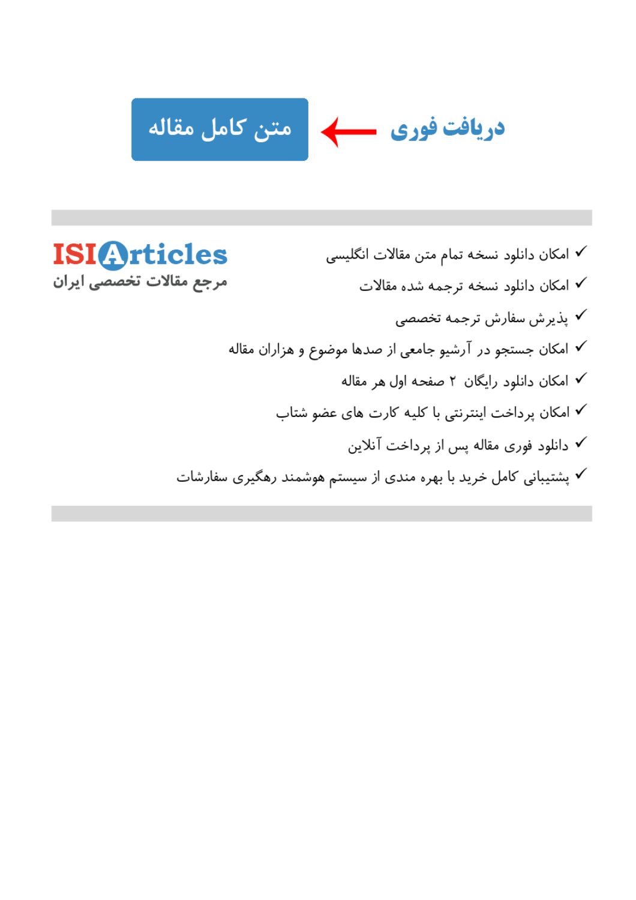متن کامل مقاله ← دریافت فوری

**ISIArticles**
مرجع مقالات تخصصی ایران

- ✓ امکان دانلود نسخه تمام متن مقالات انگلیسی
- ✓ امکان دانلود نسخه ترجمه شده مقالات
- ✓ پذیرش سفارش ترجمه تخصصی
- ✓ امکان جستجو در آرشیو جامعی از صدها موضوع و هزاران مقاله
- ✓ امکان دانلود رایگان ۲ صفحه اول هر مقاله
- ✓ امکان پرداخت اینترنتی با کلیه کارت های عضو شتاب
- ✓ دانلود فوری مقاله پس از پرداخت آنلاین
- ✓ پشتیبانی کامل خرید با بهره مندی از سیستم هوشمند رهگیری سفارشات